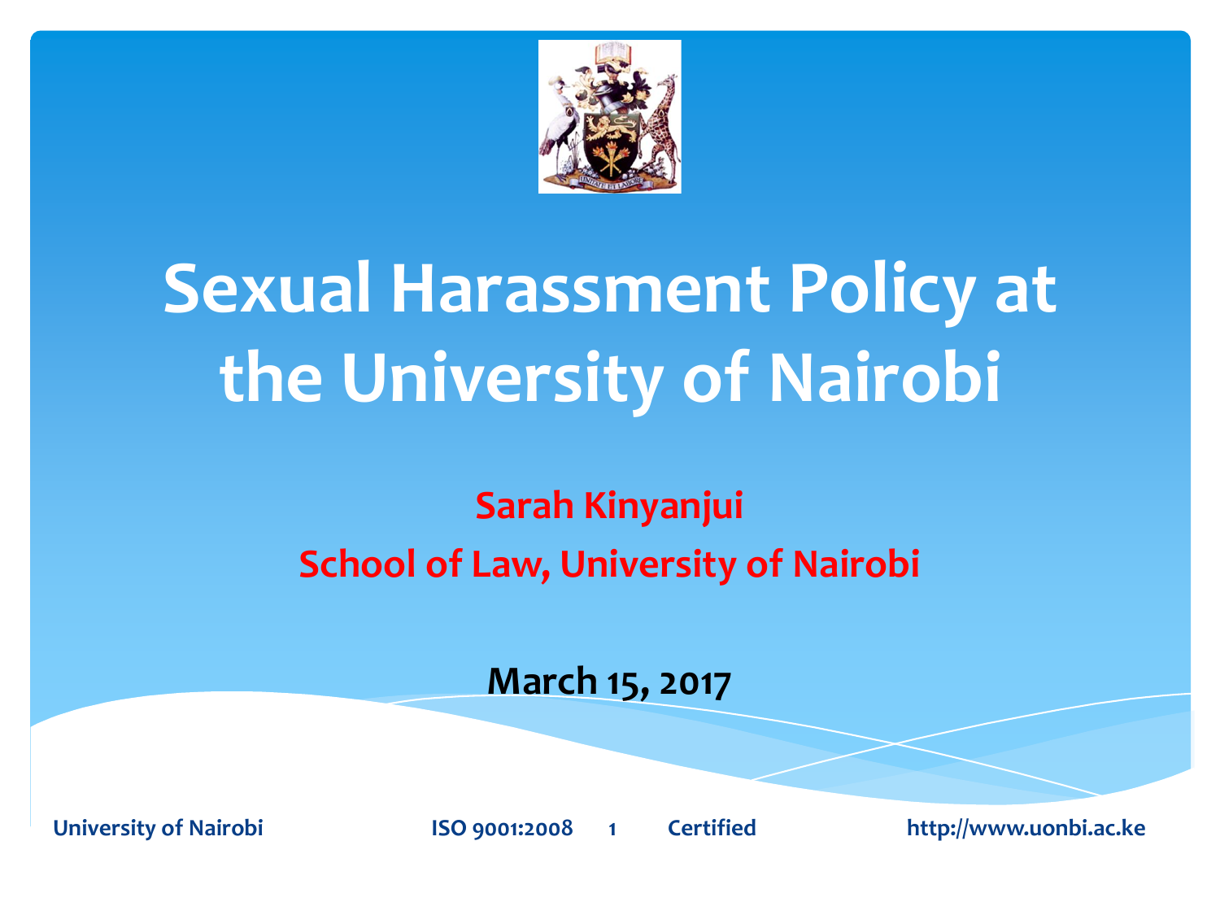# Sexual Harassment Policy at the University of Nairobi

**Sarah Kinyanjui**

**School of Law, University of Nairobi**

**March 15, 2017**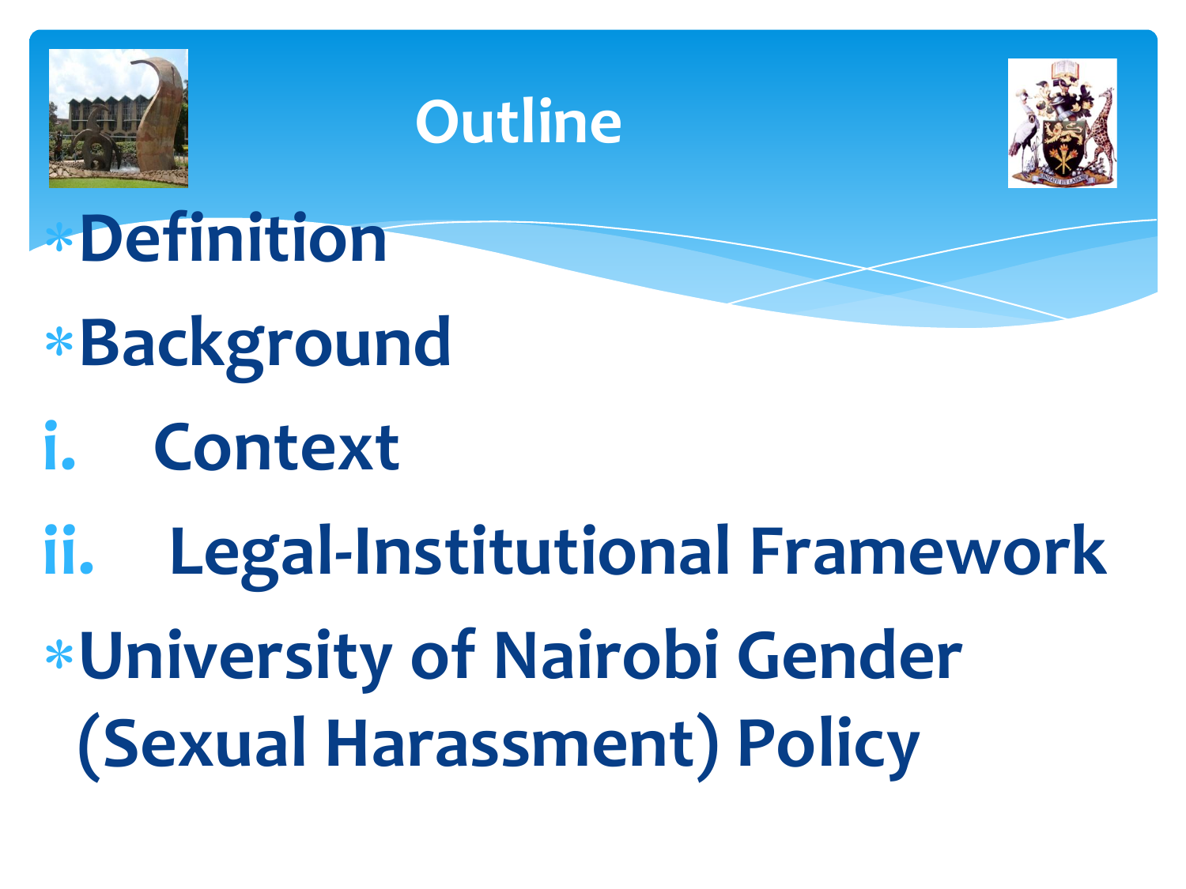# Outline

- Definition
- Background
  i. Context
  ii. Legal-Institutional Framework
- University of Nairobi Gender (Sexual Harassment) Policy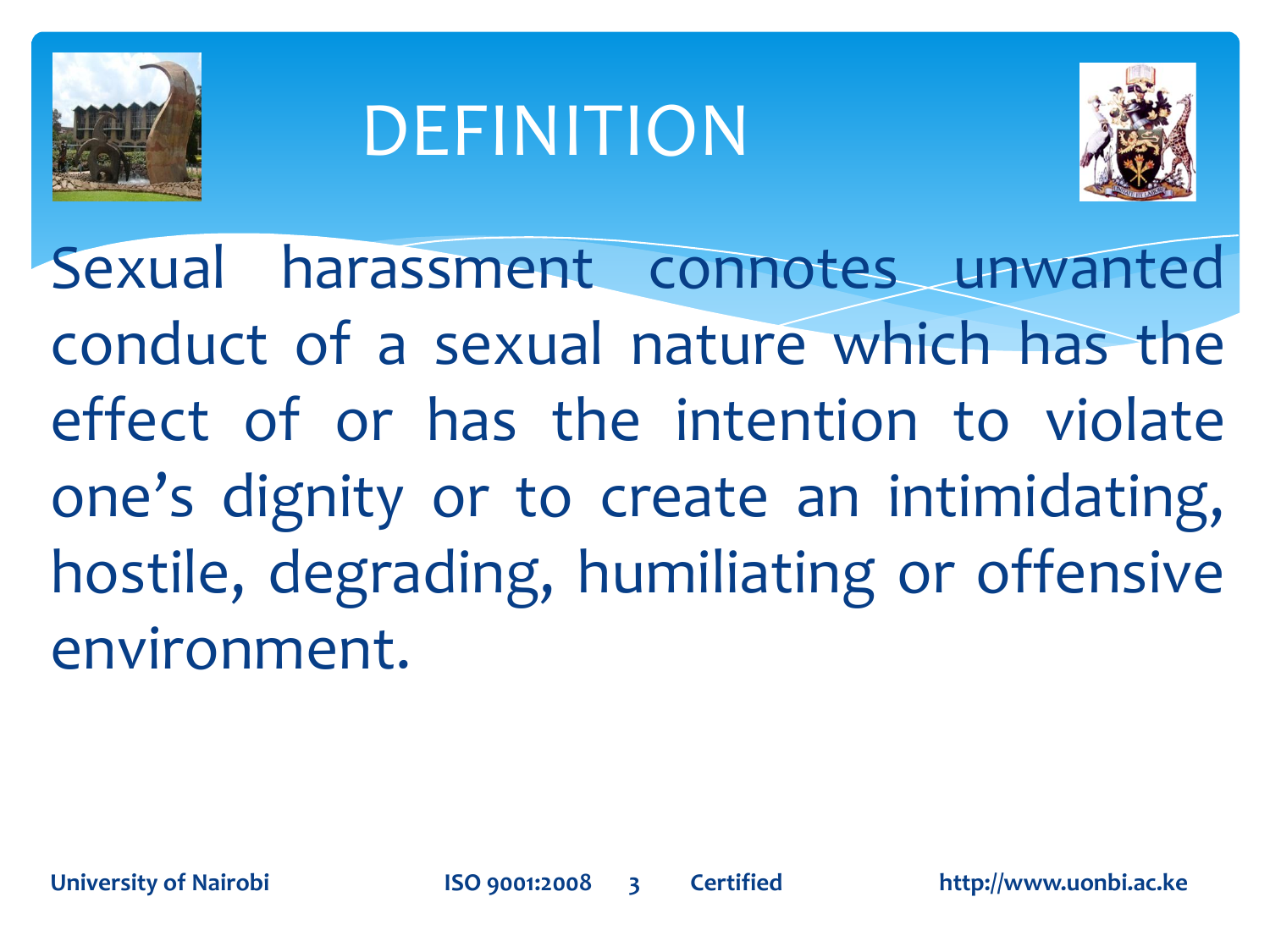# DEFINITION

Sexual harassment connotes unwanted conduct of a sexual nature which has the effect of or has the intention to violate one's dignity or to create an intimidating, hostile, degrading, humiliating or offensive environment.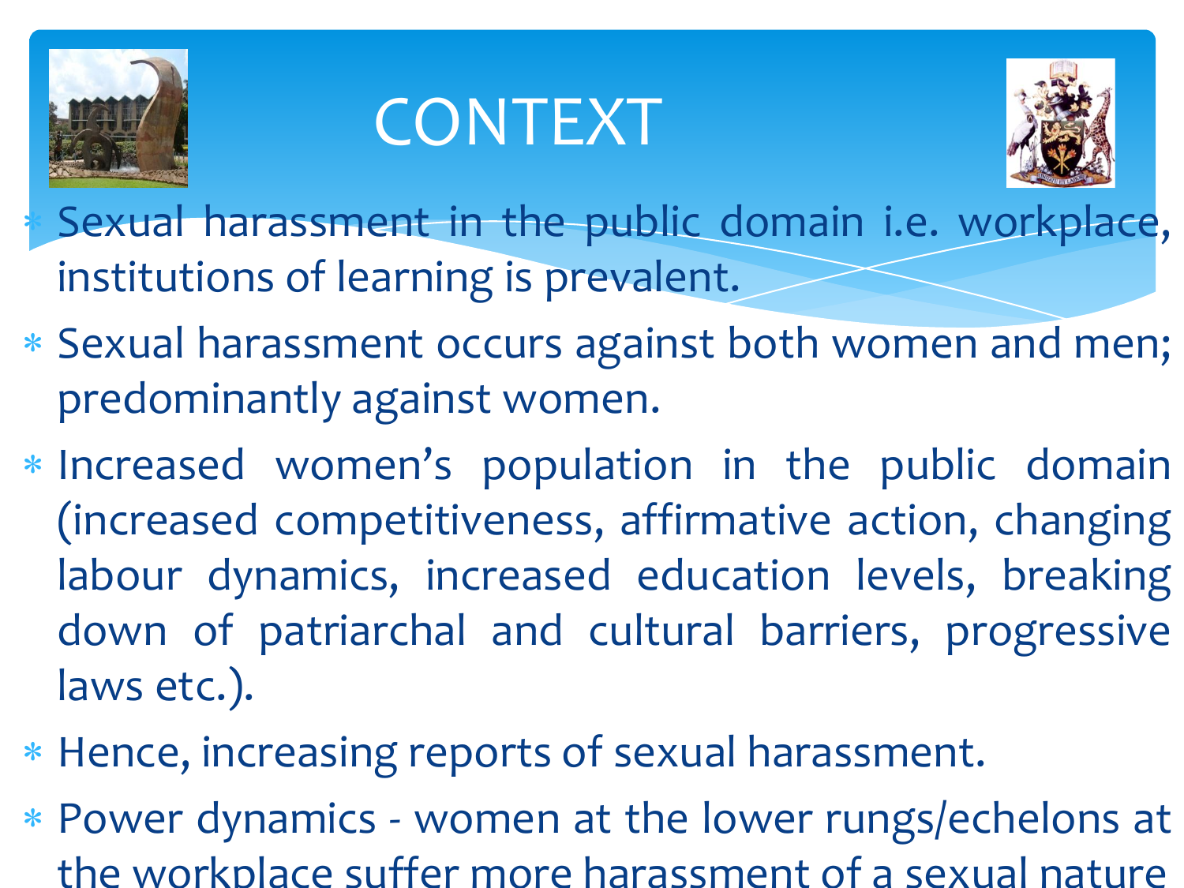# CONTEXT

* Sexual harassment in the public domain i.e. workplace, institutions of learning is prevalent.
* Sexual harassment occurs against both women and men; predominantly against women.
* Increased women's population in the public domain (increased competitiveness, affirmative action, changing labour dynamics, increased education levels, breaking down of patriarchal and cultural barriers, progressive laws etc.).
* Hence, increasing reports of sexual harassment.
* Power dynamics - women at the lower rungs/echelons at the workplace suffer more harassment of a sexual nature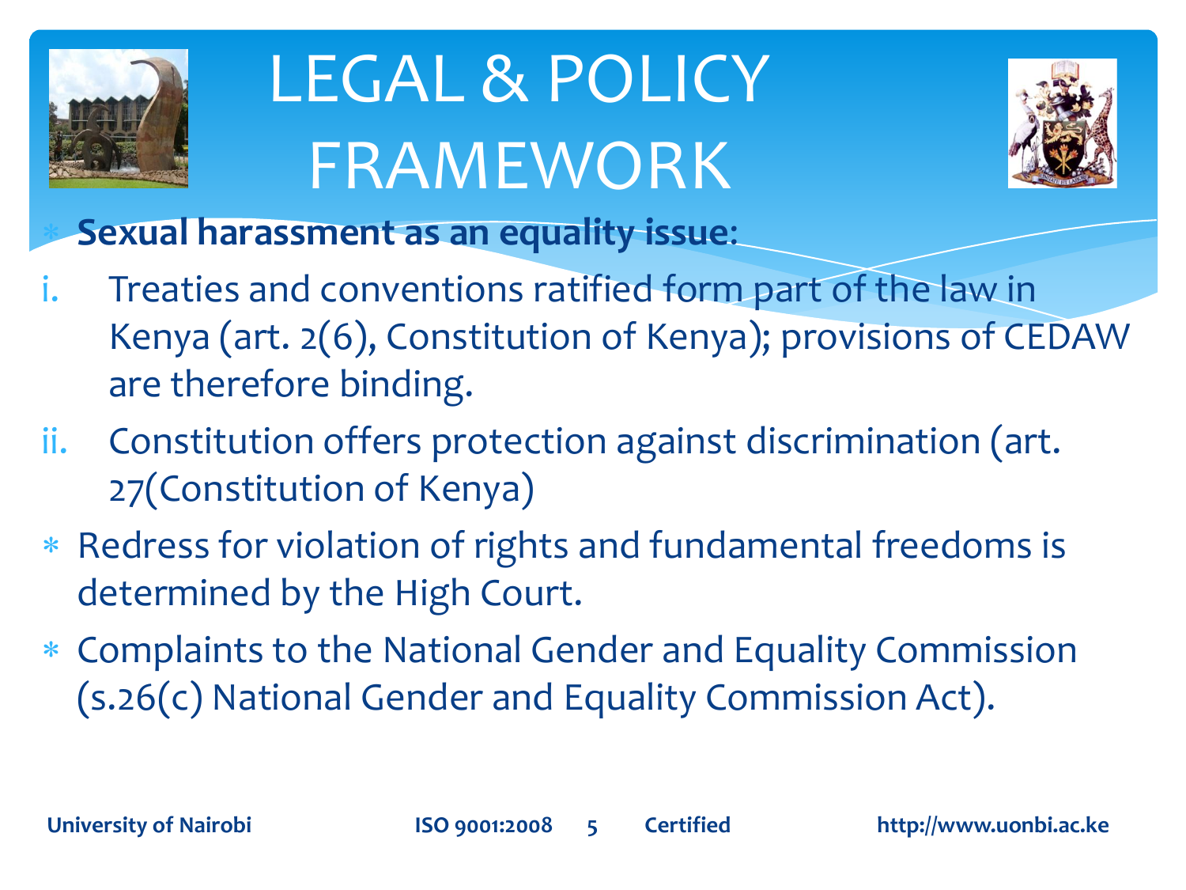# LEGAL & POLICY FRAMEWORK

- **Sexual harassment as an equality issue**:

  i. Treaties and conventions ratified form part of the law in Kenya (art. 2(6), Constitution of Kenya); provisions of CEDAW are therefore binding.

  ii. Constitution offers protection against discrimination (art. 27(Constitution of Kenya)

- Redress for violation of rights and fundamental freedoms is determined by the High Court.
- Complaints to the National Gender and Equality Commission (s.26(c) National Gender and Equality Commission Act).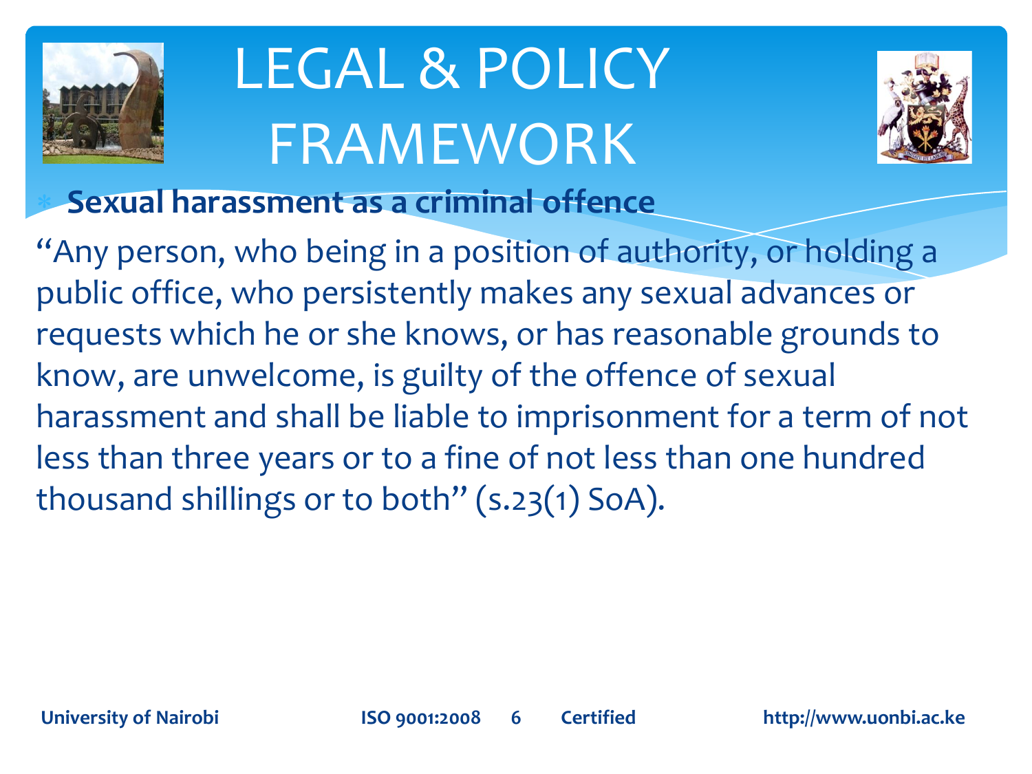# LEGAL & POLICY FRAMEWORK

- **Sexual harassment as a criminal offence**

"Any person, who being in a position of authority, or holding a public office, who persistently makes any sexual advances or requests which he or she knows, or has reasonable grounds to know, are unwelcome, is guilty of the offence of sexual harassment and shall be liable to imprisonment for a term of not less than three years or to a fine of not less than one hundred thousand shillings or to both" (s.23(1) SoA).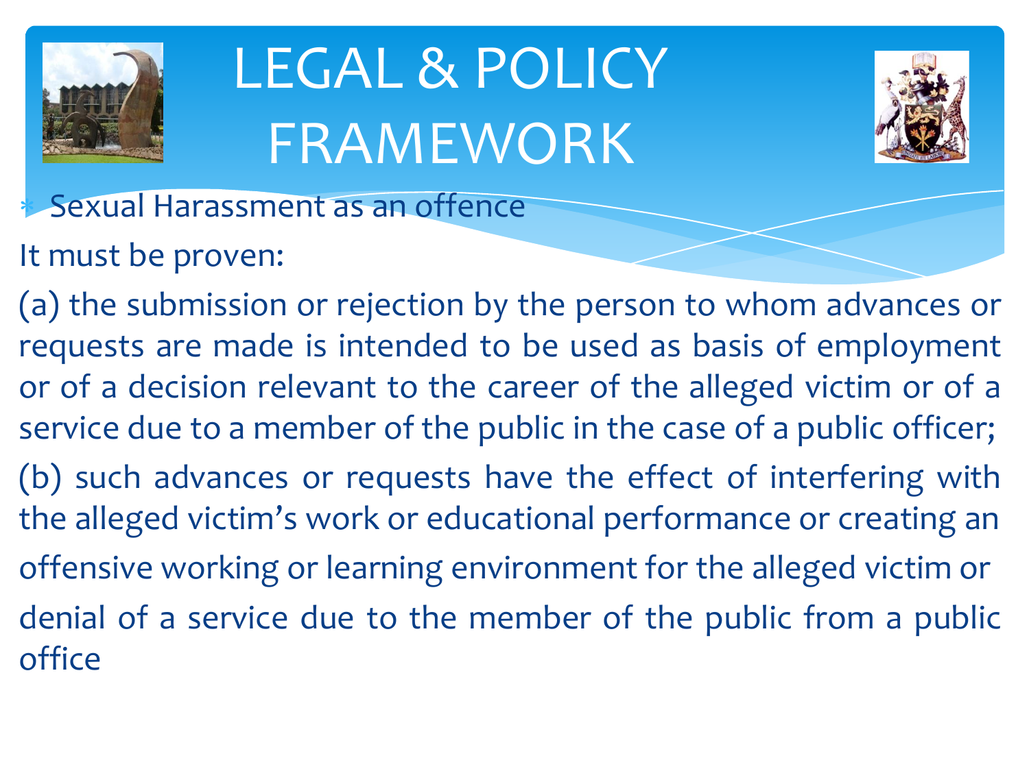# LEGAL & POLICY FRAMEWORK

- Sexual Harassment as an offence

It must be proven:

(a) the submission or rejection by the person to whom advances or requests are made is intended to be used as basis of employment or of a decision relevant to the career of the alleged victim or of a service due to a member of the public in the case of a public officer;

(b) such advances or requests have the effect of interfering with the alleged victim's work or educational performance or creating an offensive working or learning environment for the alleged victim or denial of a service due to the member of the public from a public office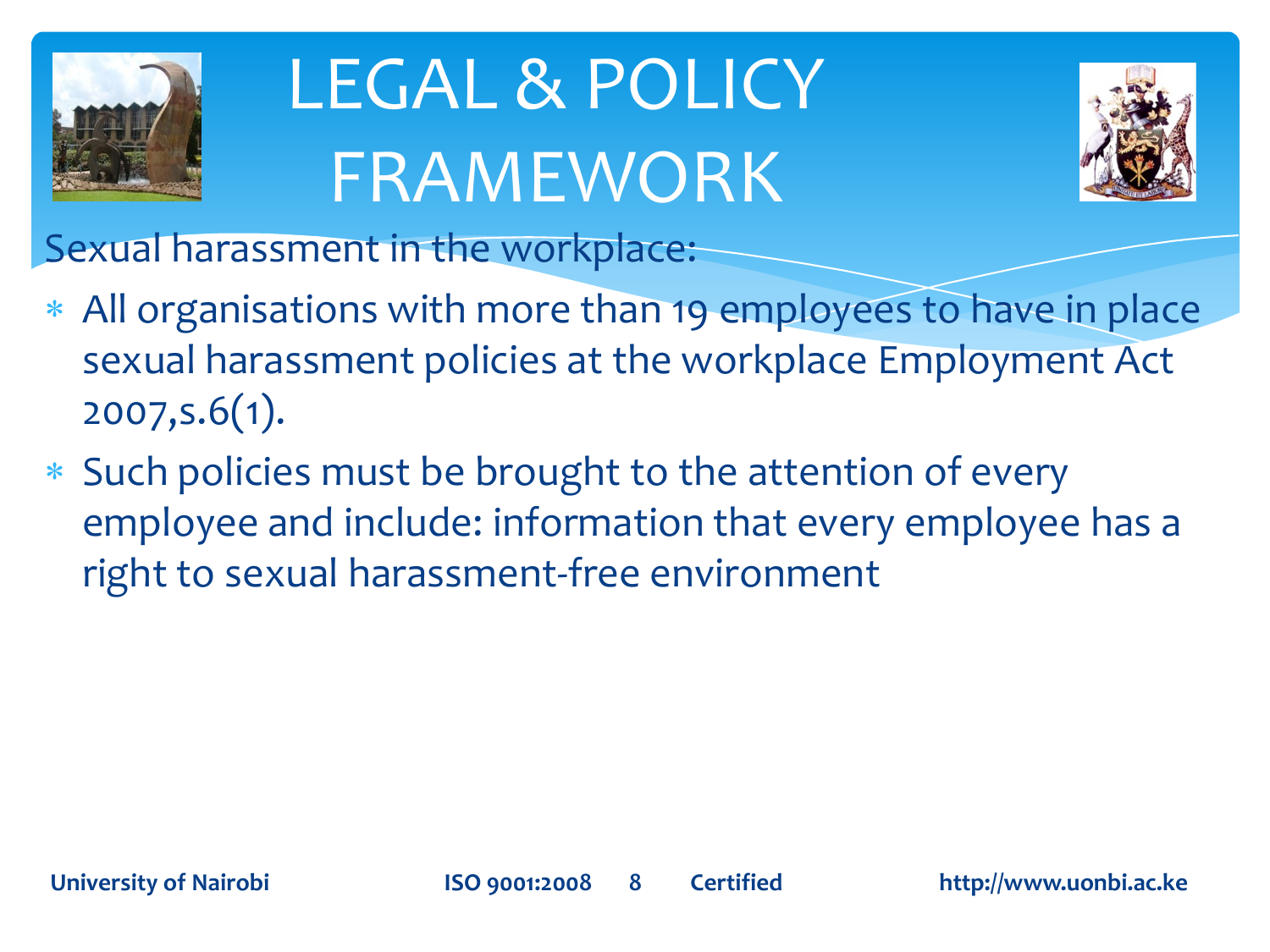# LEGAL & POLICY FRAMEWORK

Sexual harassment in the workplace:

- All organisations with more than 19 employees to have in place sexual harassment policies at the workplace Employment Act 2007,s.6(1).
- Such policies must be brought to the attention of every employee and include: information that every employee has a right to sexual harassment-free environment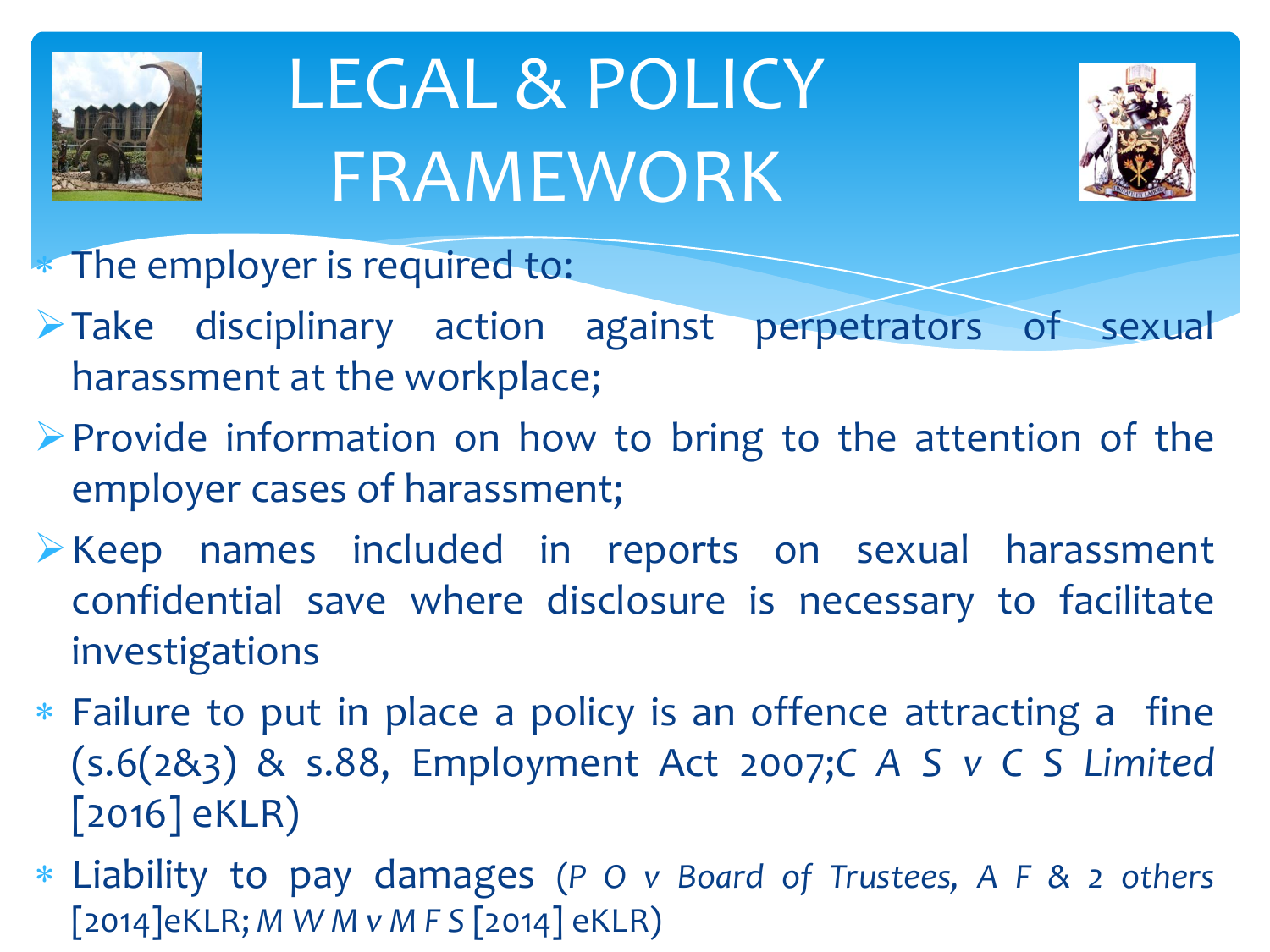# LEGAL & POLICY FRAMEWORK

- The employer is required to:
  - Take disciplinary action against perpetrators of sexual harassment at the workplace;
  - Provide information on how to bring to the attention of the employer cases of harassment;
  - Keep names included in reports on sexual harassment confidential save where disclosure is necessary to facilitate investigations
- Failure to put in place a policy is an offence attracting a fine (s.6(2&3) & s.88, Employment Act 2007;*C A S v C S Limited* [2016] eKLR)
- Liability to pay damages (*P O v Board of Trustees, A F & 2 others* [2014]eKLR; *M W M v M F S* [2014] eKLR)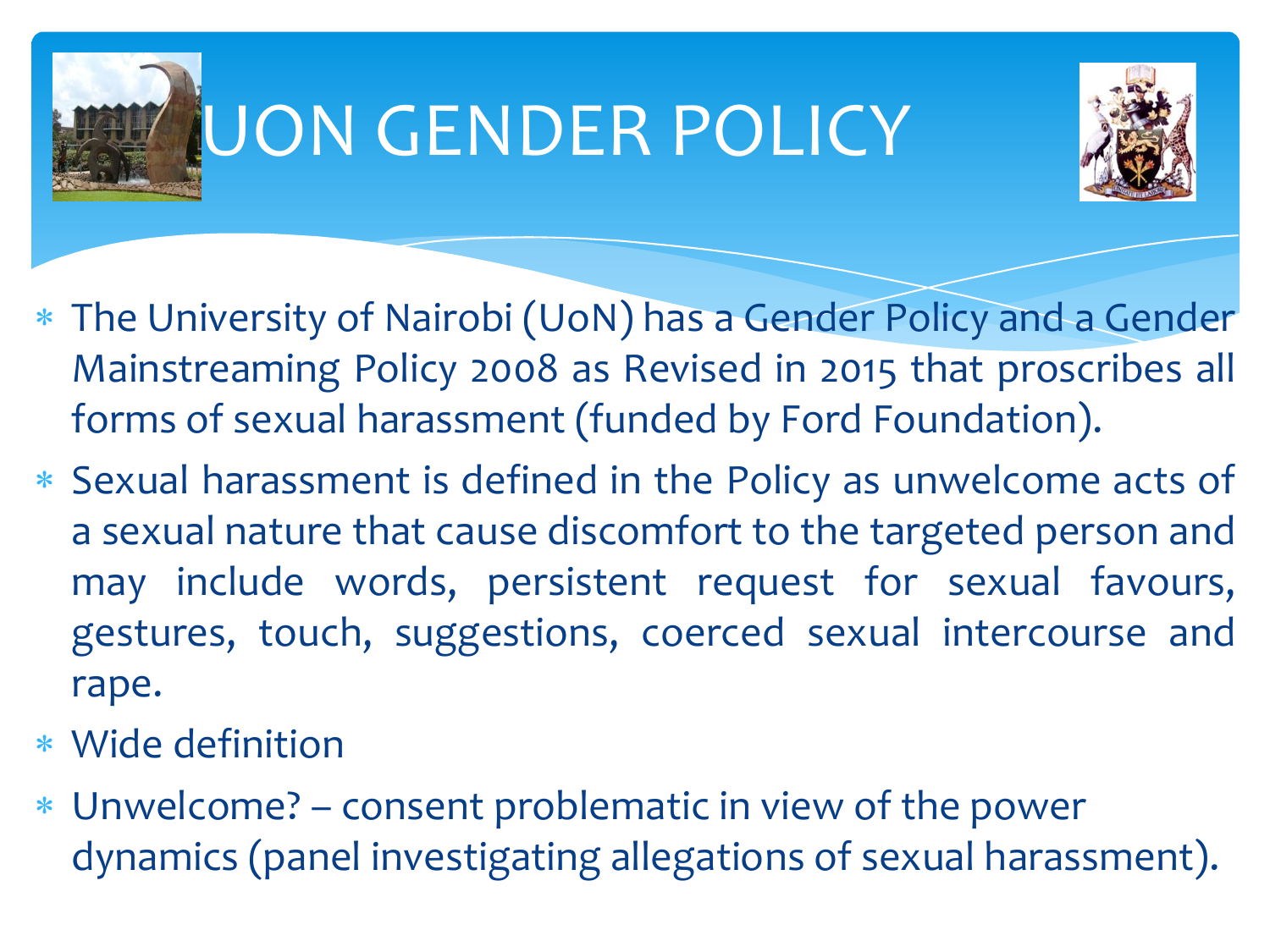# UON GENDER POLICY

- The University of Nairobi (UoN) has a Gender Policy and a Gender Mainstreaming Policy 2008 as Revised in 2015 that proscribes all forms of sexual harassment (funded by Ford Foundation).
- Sexual harassment is defined in the Policy as unwelcome acts of a sexual nature that cause discomfort to the targeted person and may include words, persistent request for sexual favours, gestures, touch, suggestions, coerced sexual intercourse and rape.
- Wide definition
- Unwelcome? – consent problematic in view of the power dynamics (panel investigating allegations of sexual harassment).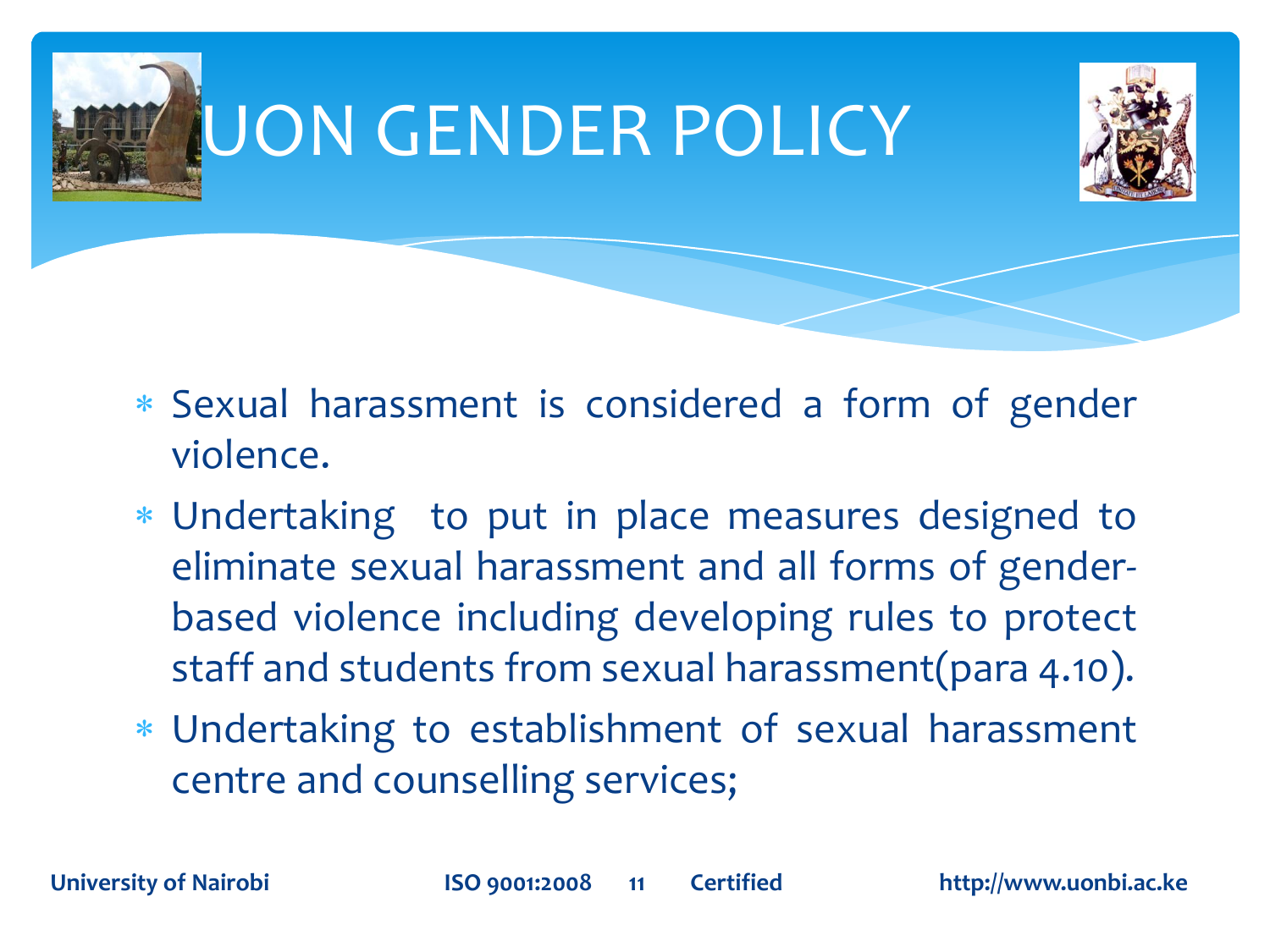# UON GENDER POLICY

- Sexual harassment is considered a form of gender violence.
- Undertaking  to put in place measures designed to eliminate sexual harassment and all forms of gender-based violence including developing rules to protect staff and students from sexual harassment(para 4.10).
- Undertaking to establishment of sexual harassment centre and counselling services;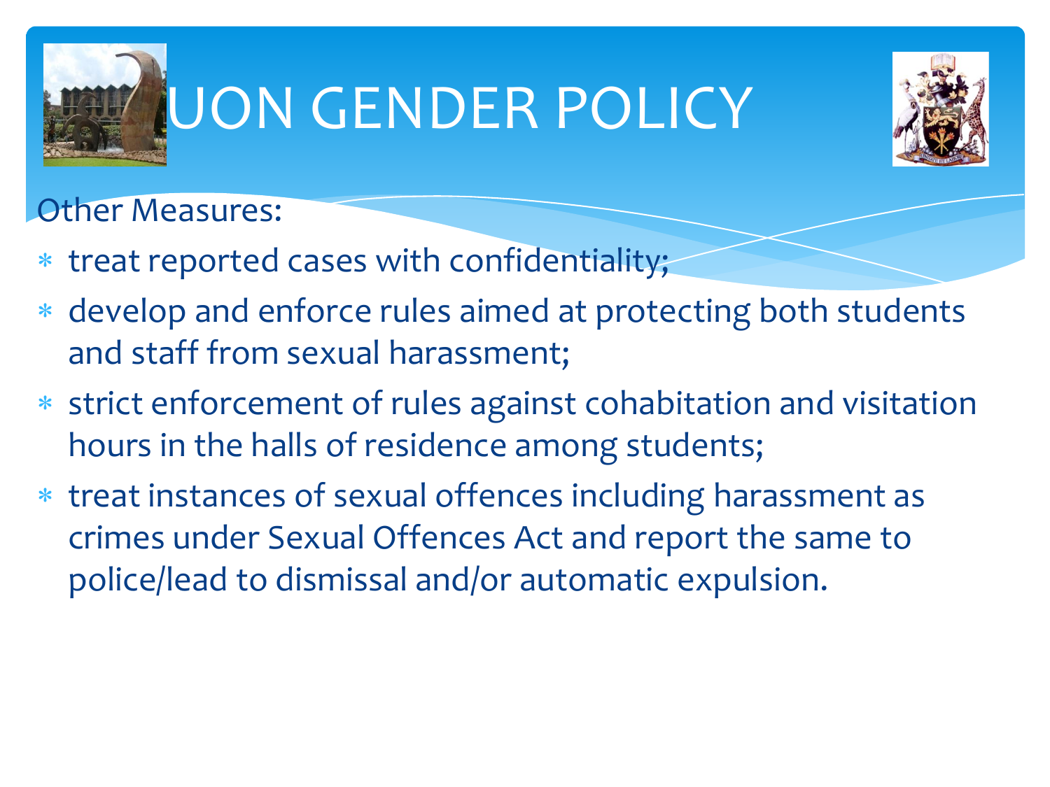# UON GENDER POLICY

Other Measures:

- treat reported cases with confidentiality;
- develop and enforce rules aimed at protecting both students and staff from sexual harassment;
- strict enforcement of rules against cohabitation and visitation hours in the halls of residence among students;
- treat instances of sexual offences including harassment as crimes under Sexual Offences Act and report the same to police/lead to dismissal and/or automatic expulsion.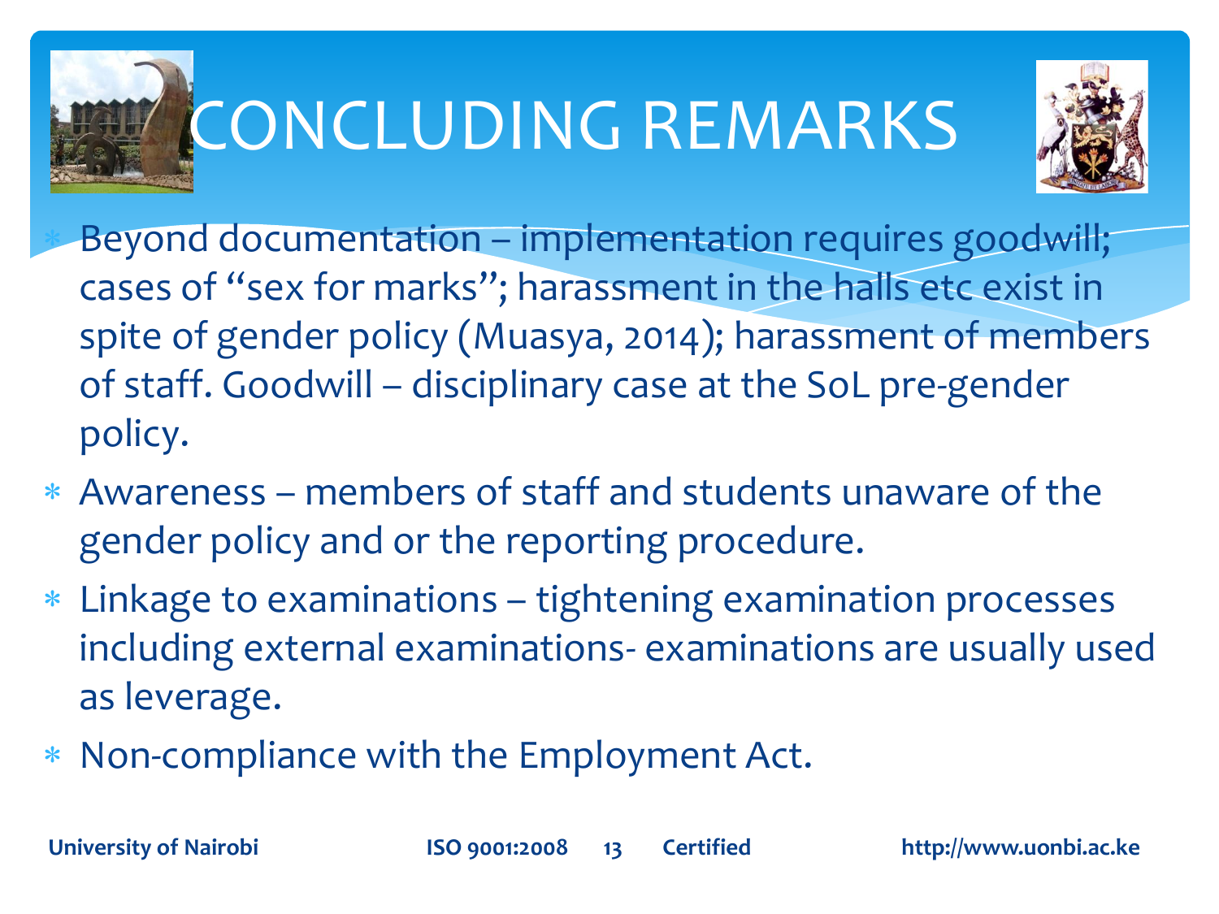# CONCLUDING REMARKS

- Beyond documentation – implementation requires goodwill; cases of "sex for marks"; harassment in the halls etc exist in spite of gender policy (Muasya, 2014); harassment of members of staff. Goodwill – disciplinary case at the SoL pre-gender policy.
- Awareness – members of staff and students unaware of the gender policy and or the reporting procedure.
- Linkage to examinations – tightening examination processes including external examinations- examinations are usually used as leverage.
- Non-compliance with the Employment Act.